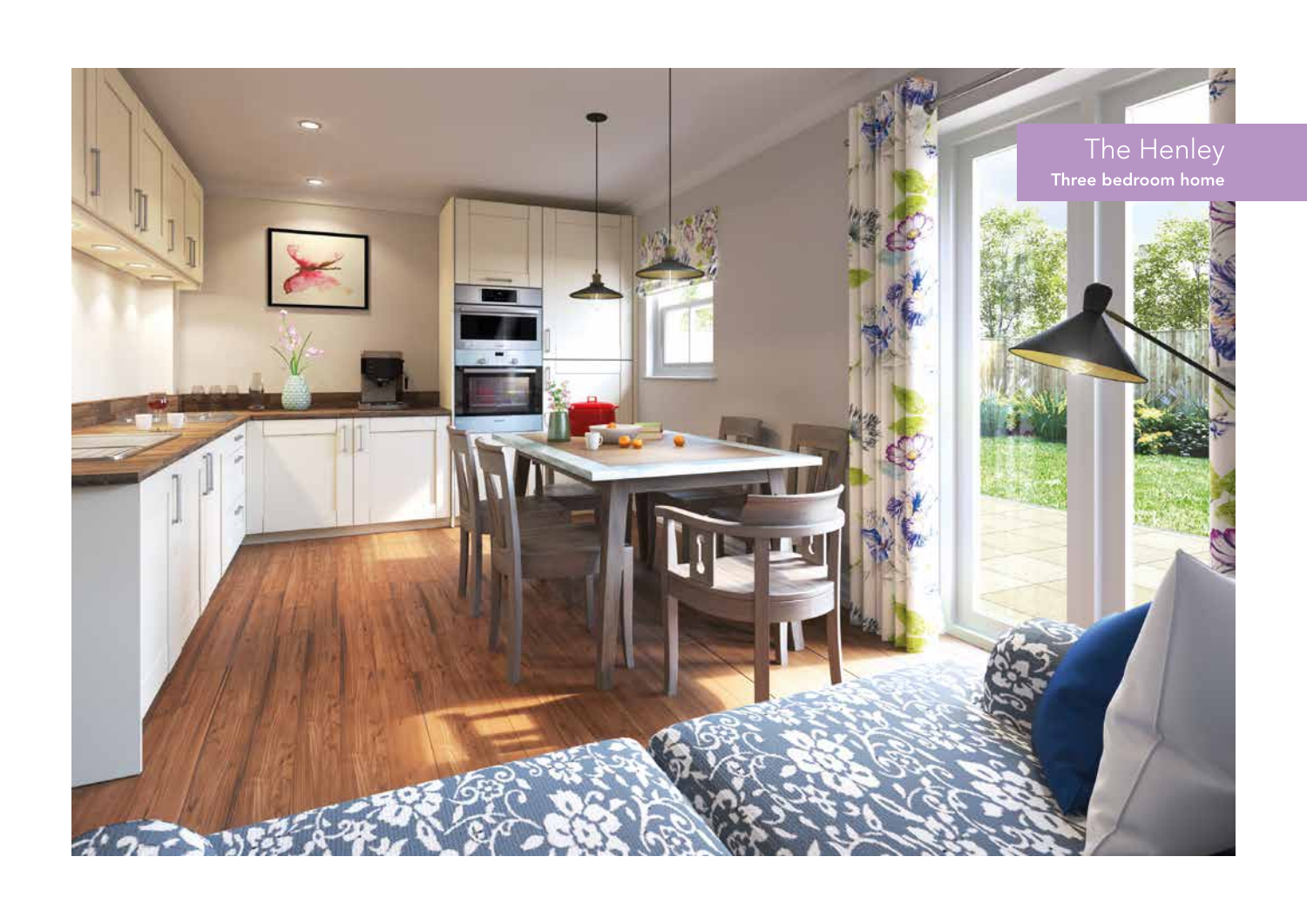# The Henley

**Three bedroom home**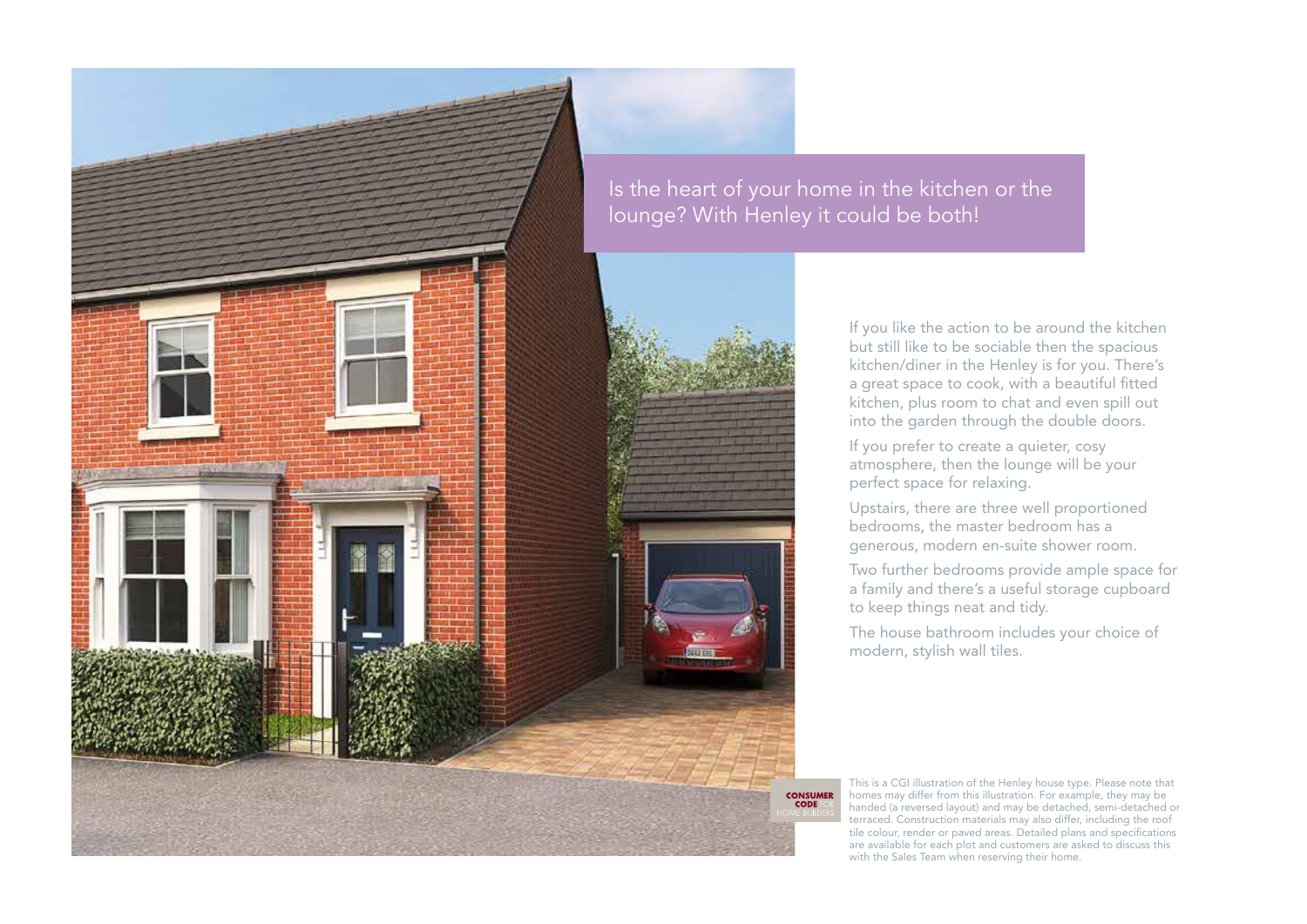## Is the heart of your home in the kitchen or the lounge? With Henley it could be both!

If you like the action to be around the kitchen but still like to be sociable then the spacious kitchen/diner in the Henley is for you. There's a great space to cook, with a beautiful fitted kitchen, plus room to chat and even spill out into the garden through the double doors.

If you prefer to create a quieter, cosy atmosphere, then the lounge will be your perfect space for relaxing.

Upstairs, there are three well proportioned bedrooms, the master bedroom has a generous, modern en-suite shower room.

Two further bedrooms provide ample space for a family and there's a useful storage cupboard to keep things neat and tidy.

The house bathroom includes your choice of modern, stylish wall tiles.

CONSUMER CODE FOR HOME BUILDERS

This is a CGI illustration of the Henley house type. Please note that homes may differ from this illustration. For example, they may be handed (a reversed layout) and may be detached, semi-detached or terraced. Construction materials may also differ, including the roof tile colour, render or paved areas. Detailed plans and specifications are available for each plot and customers are asked to discuss this with the Sales Team when reserving their home.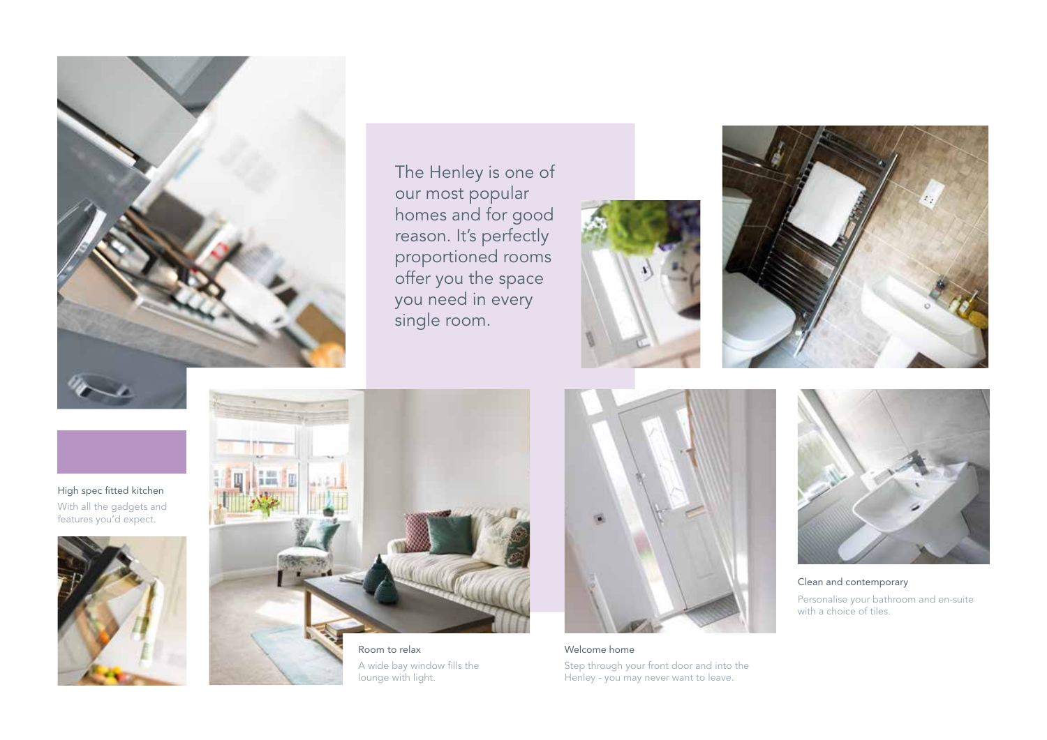The Henley is one of our most popular homes and for good reason. It's perfectly proportioned rooms offer you the space you need in every single room.

High spec fitted kitchen

With all the gadgets and features you'd expect.

Room to relax

A wide bay window fills the lounge with light.

Welcome home

Step through your front door and into the Henley - you may never want to leave.

Clean and contemporary

Personalise your bathroom and en-suite with a choice of tiles.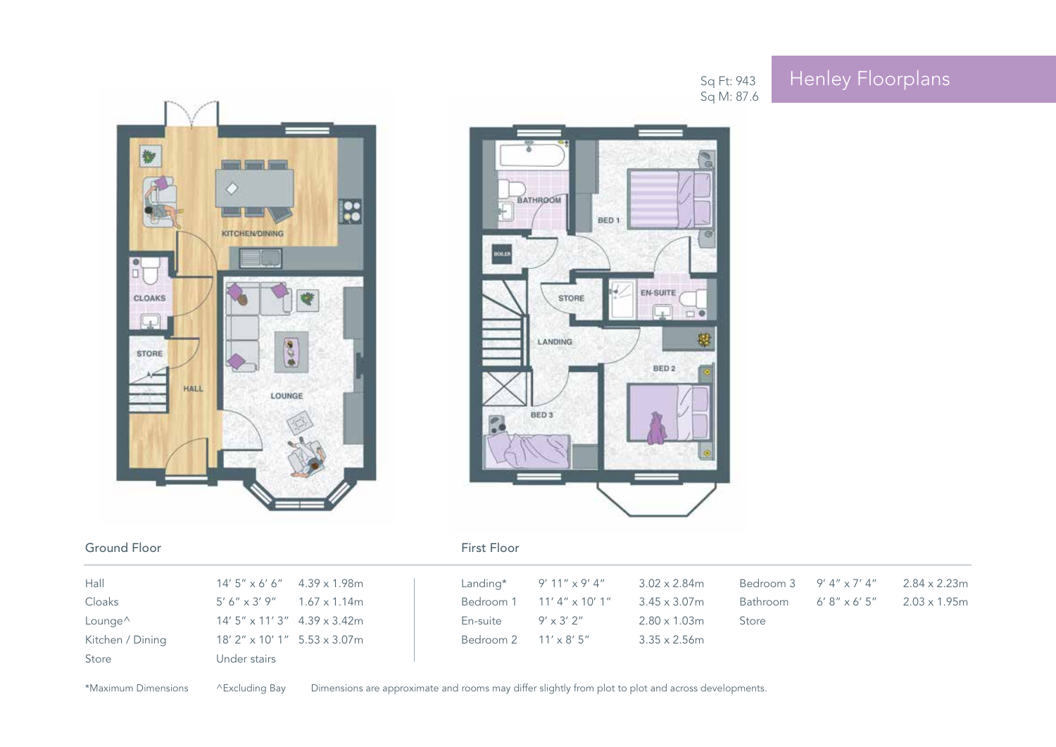Sq Ft: 943
Sq M: 87.6

# Henley Floorplans

KITCHEN/DINING
CLOAKS
STORE
HALL
LOUNGE

BATHROOM
BED 1
BOILER
STORE
EN-SUITE
LANDING
BED 2
BED 3

## Ground Floor

| | | |
|---|---|---|
| Hall | 14′ 5″ x 6′ 6″ | 4.39 x 1.98m |
| Cloaks | 5′ 6″ x 3′ 9″ | 1.67 x 1.14m |
| Lounge^ | 14′ 5″ x 11′ 3″ | 4.39 x 3.42m |
| Kitchen / Dining | 18′ 2″ x 10′ 1″ | 5.53 x 3.07m |
| Store | Under stairs | |

## First Floor

| | | |
|---|---|---|
| Landing* | 9′ 11″ x 9′ 4″ | 3.02 x 2.84m |
| Bedroom 1 | 11′ 4″ x 10′ 1″ | 3.45 x 3.07m |
| En-suite | 9′ x 3′ 2″ | 2.80 x 1.03m |
| Bedroom 2 | 11′ x 8′ 5″ | 3.35 x 2.56m |
| Bedroom 3 | 9′ 4″ x 7′ 4″ | 2.84 x 2.23m |
| Bathroom | 6′ 8″ x 6′ 5″ | 2.03 x 1.95m |
| Store | | |

*Maximum Dimensions ^Excluding Bay Dimensions are approximate and rooms may differ slightly from plot to plot and across developments.